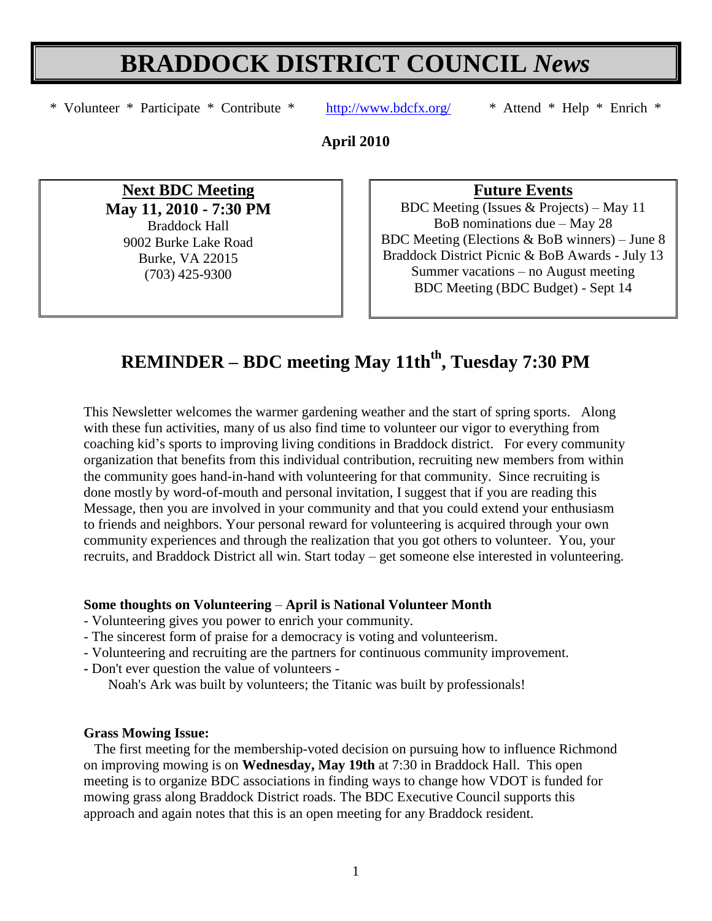# BRADDOCK DISTRICT COUNCIL *News*

\* Volunteer \* Participate \* Contribute \* http://www.bdcfx.org/ \* Attend \* Help \* Enrich \*

**April 2010**

**Next BDC Meeting**
**May 11, 2010 - 7:30 PM**
Braddock Hall
9002 Burke Lake Road
Burke, VA 22015
(703) 425-9300

**Future Events**
BDC Meeting (Issues & Projects) – May 11
BoB nominations due – May 28
BDC Meeting (Elections & BoB winners) – June 8
Braddock District Picnic & BoB Awards - July 13
Summer vacations – no August meeting
BDC Meeting (BDC Budget) - Sept 14

## REMINDER – BDC meeting May 11th, Tuesday 7:30 PM

This Newsletter welcomes the warmer gardening weather and the start of spring sports. Along with these fun activities, many of us also find time to volunteer our vigor to everything from coaching kid's sports to improving living conditions in Braddock district. For every community organization that benefits from this individual contribution, recruiting new members from within the community goes hand-in-hand with volunteering for that community. Since recruiting is done mostly by word-of-mouth and personal invitation, I suggest that if you are reading this Message, then you are involved in your community and that you could extend your enthusiasm to friends and neighbors. Your personal reward for volunteering is acquired through your own community experiences and through the realization that you got others to volunteer. You, your recruits, and Braddock District all win. Start today – get someone else interested in volunteering.

**Some thoughts on Volunteering** – **April is National Volunteer Month**

- Volunteering gives you power to enrich your community.
- The sincerest form of praise for a democracy is voting and volunteerism.
- Volunteering and recruiting are the partners for continuous community improvement.
- Don't ever question the value of volunteers -
  Noah's Ark was built by volunteers; the Titanic was built by professionals!

**Grass Mowing Issue:**

The first meeting for the membership-voted decision on pursuing how to influence Richmond on improving mowing is on **Wednesday, May 19th** at 7:30 in Braddock Hall. This open meeting is to organize BDC associations in finding ways to change how VDOT is funded for mowing grass along Braddock District roads. The BDC Executive Council supports this approach and again notes that this is an open meeting for any Braddock resident.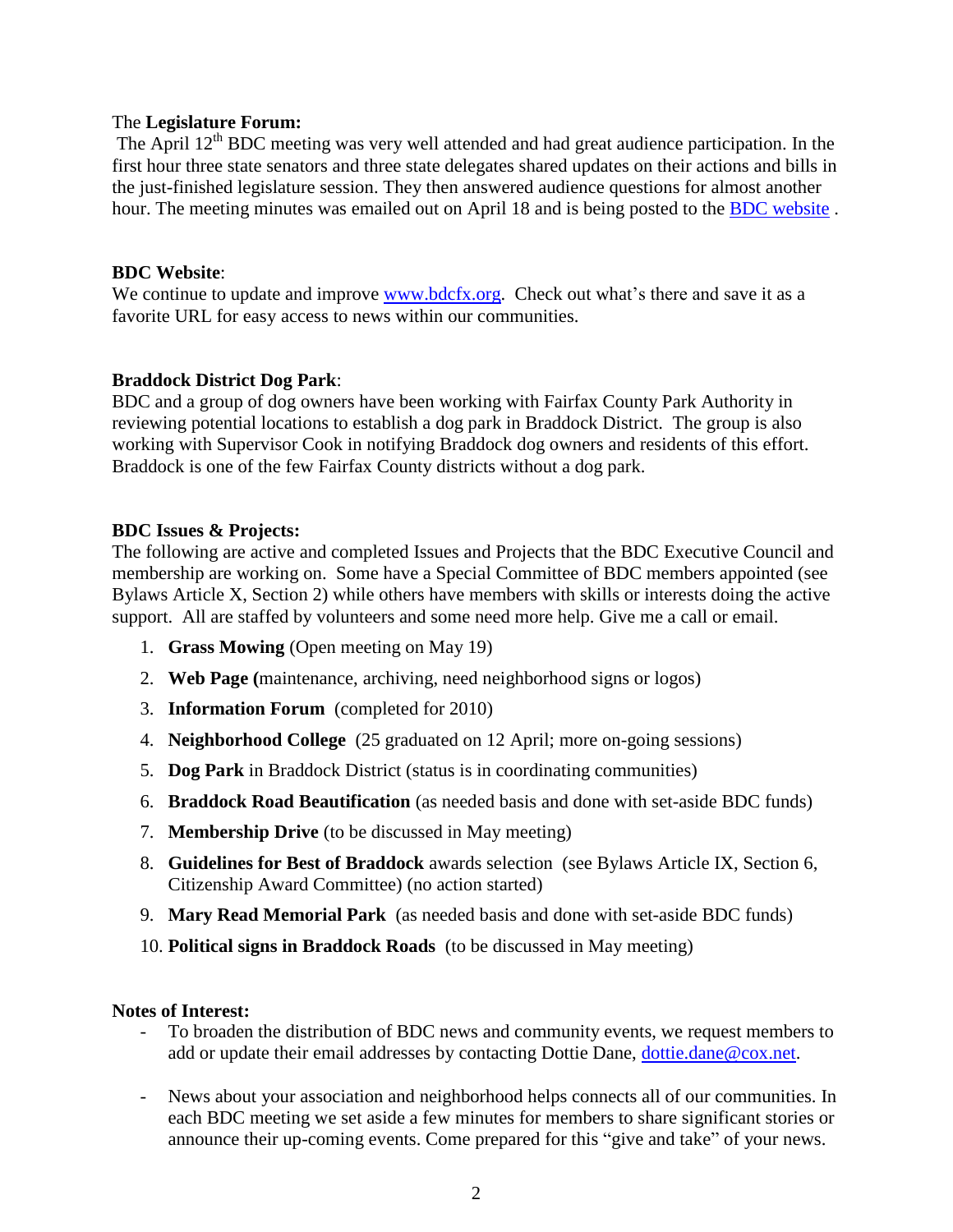The **Legislature Forum:**

The April 12th BDC meeting was very well attended and had great audience participation. In the first hour three state senators and three state delegates shared updates on their actions and bills in the just-finished legislature session. They then answered audience questions for almost another hour. The meeting minutes was emailed out on April 18 and is being posted to the BDC website .

**BDC Website**:

We continue to update and improve www.bdcfx.org. Check out what's there and save it as a favorite URL for easy access to news within our communities.

**Braddock District Dog Park**:

BDC and a group of dog owners have been working with Fairfax County Park Authority in reviewing potential locations to establish a dog park in Braddock District. The group is also working with Supervisor Cook in notifying Braddock dog owners and residents of this effort. Braddock is one of the few Fairfax County districts without a dog park.

**BDC Issues & Projects:**

The following are active and completed Issues and Projects that the BDC Executive Council and membership are working on. Some have a Special Committee of BDC members appointed (see Bylaws Article X, Section 2) while others have members with skills or interests doing the active support. All are staffed by volunteers and some need more help. Give me a call or email.

1. **Grass Mowing** (Open meeting on May 19)
2. **Web Page (**maintenance, archiving, need neighborhood signs or logos)
3. **Information Forum** (completed for 2010)
4. **Neighborhood College** (25 graduated on 12 April; more on-going sessions)
5. **Dog Park** in Braddock District (status is in coordinating communities)
6. **Braddock Road Beautification** (as needed basis and done with set-aside BDC funds)
7. **Membership Drive** (to be discussed in May meeting)
8. **Guidelines for Best of Braddock** awards selection (see Bylaws Article IX, Section 6, Citizenship Award Committee) (no action started)
9. **Mary Read Memorial Park** (as needed basis and done with set-aside BDC funds)
10. **Political signs in Braddock Roads** (to be discussed in May meeting)

**Notes of Interest:**

- To broaden the distribution of BDC news and community events, we request members to add or update their email addresses by contacting Dottie Dane, dottie.dane@cox.net.

- News about your association and neighborhood helps connects all of our communities. In each BDC meeting we set aside a few minutes for members to share significant stories or announce their up-coming events. Come prepared for this "give and take" of your news.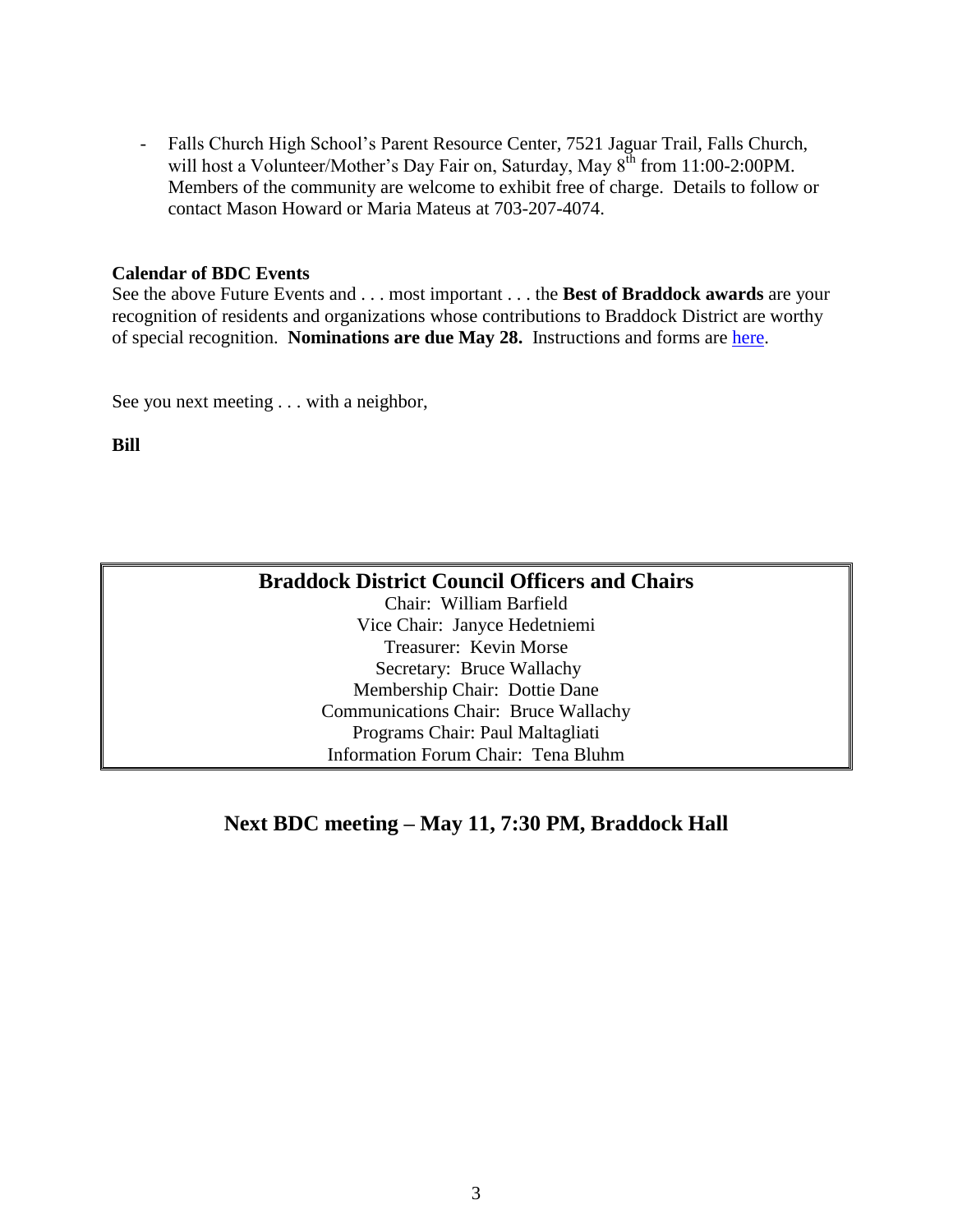- Falls Church High School's Parent Resource Center, 7521 Jaguar Trail, Falls Church, will host a Volunteer/Mother's Day Fair on, Saturday, May 8th from 11:00-2:00PM. Members of the community are welcome to exhibit free of charge. Details to follow or contact Mason Howard or Maria Mateus at 703-207-4074.

**Calendar of BDC Events**

See the above Future Events and . . . most important . . . the **Best of Braddock awards** are your recognition of residents and organizations whose contributions to Braddock District are worthy of special recognition. **Nominations are due May 28.** Instructions and forms are here.

See you next meeting . . . with a neighbor,

**Bill**

## Braddock District Council Officers and Chairs

Chair: William Barfield
Vice Chair: Janyce Hedetniemi
Treasurer: Kevin Morse
Secretary: Bruce Wallachy
Membership Chair: Dottie Dane
Communications Chair: Bruce Wallachy
Programs Chair: Paul Maltagliati
Information Forum Chair: Tena Bluhm

## Next BDC meeting – May 11, 7:30 PM, Braddock Hall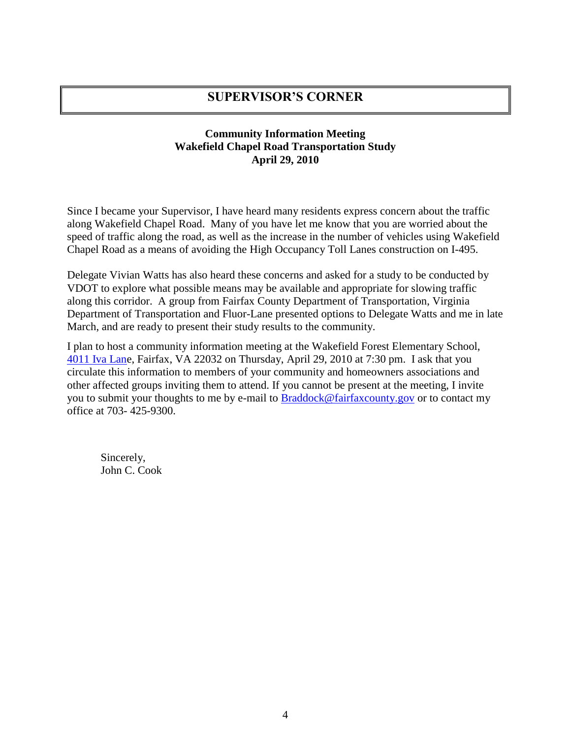## SUPERVISOR'S CORNER

**Community Information Meeting**
**Wakefield Chapel Road Transportation Study**
**April 29, 2010**

Since I became your Supervisor, I have heard many residents express concern about the traffic along Wakefield Chapel Road. Many of you have let me know that you are worried about the speed of traffic along the road, as well as the increase in the number of vehicles using Wakefield Chapel Road as a means of avoiding the High Occupancy Toll Lanes construction on I-495.

Delegate Vivian Watts has also heard these concerns and asked for a study to be conducted by VDOT to explore what possible means may be available and appropriate for slowing traffic along this corridor. A group from Fairfax County Department of Transportation, Virginia Department of Transportation and Fluor-Lane presented options to Delegate Watts and me in late March, and are ready to present their study results to the community.

I plan to host a community information meeting at the Wakefield Forest Elementary School, 4011 Iva Lane, Fairfax, VA 22032 on Thursday, April 29, 2010 at 7:30 pm. I ask that you circulate this information to members of your community and homeowners associations and other affected groups inviting them to attend. If you cannot be present at the meeting, I invite you to submit your thoughts to me by e-mail to Braddock@fairfaxcounty.gov or to contact my office at 703- 425-9300.

Sincerely,
John C. Cook